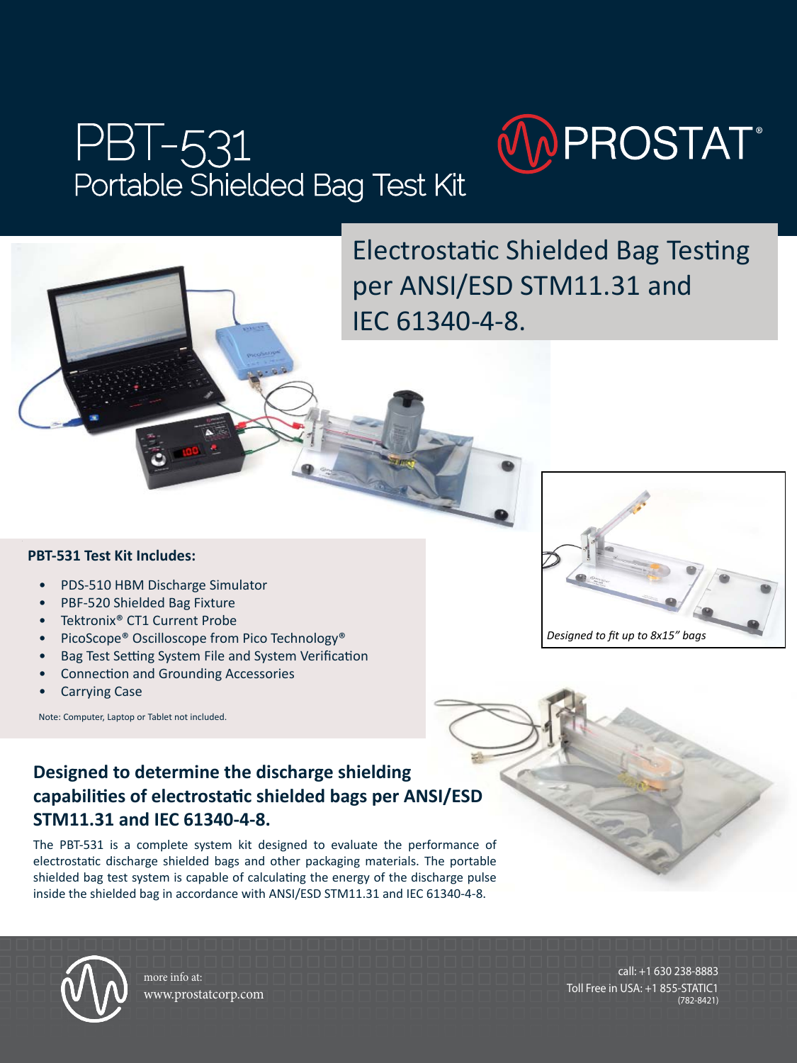# PBT-531
## Portable Shielded Bag Test Kit

PROSTAT®

## Electrostatic Shielded Bag Testing per ANSI/ESD STM11.31 and IEC 61340-4-8.

*Designed to fit up to 8x15" bags*

**PBT-531 Test Kit Includes:**

- PDS-510 HBM Discharge Simulator
- PBF-520 Shielded Bag Fixture
- Tektronix® CT1 Current Probe
- PicoScope® Oscilloscope from Pico Technology®
- Bag Test Setting System File and System Verification
- Connection and Grounding Accessories
- Carrying Case

Note: Computer, Laptop or Tablet not included.

### Designed to determine the discharge shielding capabilities of electrostatic shielded bags per ANSI/ESD STM11.31 and IEC 61340-4-8.

The PBT-531 is a complete system kit designed to evaluate the performance of electrostatic discharge shielded bags and other packaging materials. The portable shielded bag test system is capable of calculating the energy of the discharge pulse inside the shielded bag in accordance with ANSI/ESD STM11.31 and IEC 61340-4-8.

more info at:
www.prostatcorp.com

call: +1 630 238-8883
Toll Free in USA: +1 855-STATIC1 (782-8421)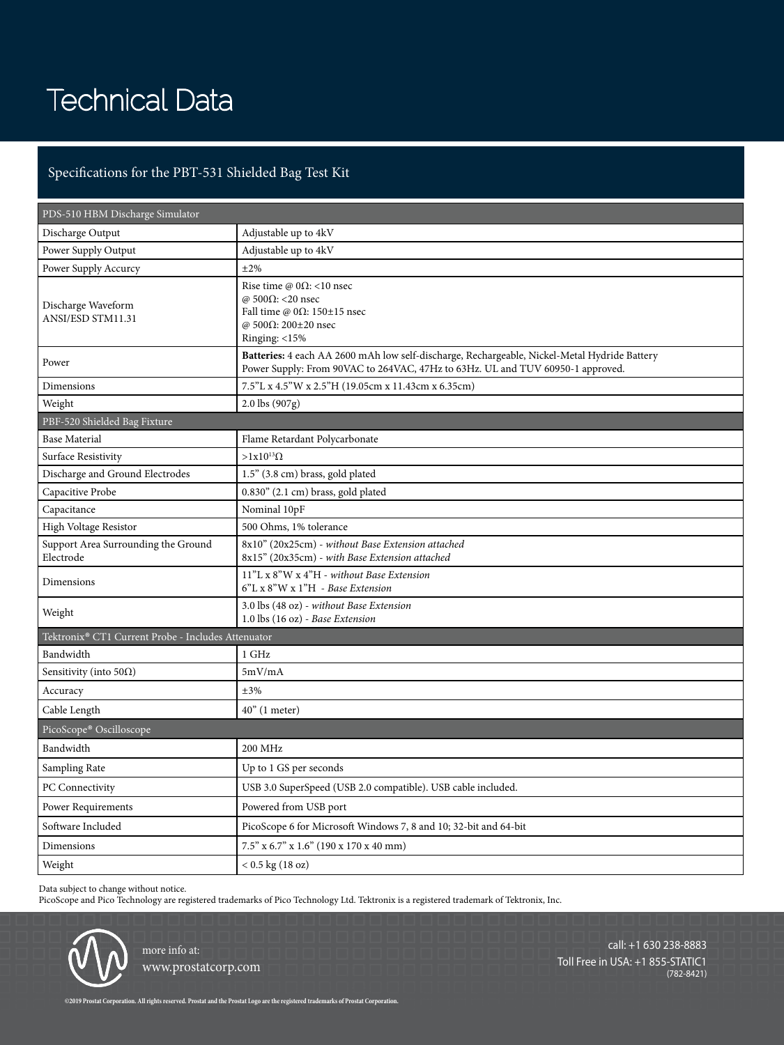# Technical Data

## Specifications for the PBT-531 Shielded Bag Test Kit

| | |
|---|---|
| **PDS-510 HBM Discharge Simulator** | |
| Discharge Output | Adjustable up to 4kV |
| Power Supply Output | Adjustable up to 4kV |
| Power Supply Accurcy | ±2% |
| Discharge Waveform ANSI/ESD STM11.31 | Rise time @ 0Ω: <10 nsec<br>@ 500Ω: <20 nsec<br>Fall time @ 0Ω: 150±15 nsec<br>@ 500Ω: 200±20 nsec<br>Ringing: <15% |
| Power | **Batteries:** 4 each AA 2600 mAh low self-discharge, Rechargeable, Nickel-Metal Hydride Battery<br>Power Supply: From 90VAC to 264VAC, 47Hz to 63Hz. UL and TUV 60950-1 approved. |
| Dimensions | 7.5"L x 4.5"W x 2.5"H (19.05cm x 11.43cm x 6.35cm) |
| Weight | 2.0 lbs (907g) |
| **PBF-520 Shielded Bag Fixture** | |
| Base Material | Flame Retardant Polycarbonate |
| Surface Resistivity | $>1x10^{13}\Omega$ |
| Discharge and Ground Electrodes | 1.5" (3.8 cm) brass, gold plated |
| Capacitive Probe | 0.830" (2.1 cm) brass, gold plated |
| Capacitance | Nominal 10pF |
| High Voltage Resistor | 500 Ohms, 1% tolerance |
| Support Area Surrounding the Ground Electrode | 8x10" (20x25cm) - *without Base Extension attached*<br>8x15" (20x35cm) - *with Base Extension attached* |
| Dimensions | 11"L x 8"W x 4"H - *without Base Extension*<br>6"L x 8"W x 1"H - *Base Extension* |
| Weight | 3.0 lbs (48 oz) - *without Base Extension*<br>1.0 lbs (16 oz) - *Base Extension* |
| **Tektronix® CT1 Current Probe - Includes Attenuator** | |
| Bandwidth | 1 GHz |
| Sensitivity (into 50Ω) | 5mV/mA |
| Accuracy | ±3% |
| Cable Length | 40" (1 meter) |
| **PicoScope® Oscilloscope** | |
| Bandwidth | 200 MHz |
| Sampling Rate | Up to 1 GS per seconds |
| PC Connectivity | USB 3.0 SuperSpeed (USB 2.0 compatible). USB cable included. |
| Power Requirements | Powered from USB port |
| Software Included | PicoScope 6 for Microsoft Windows 7, 8 and 10; 32-bit and 64-bit |
| Dimensions | 7.5" x 6.7" x 1.6" (190 x 170 x 40 mm) |
| Weight | < 0.5 kg (18 oz) |

Data subject to change without notice.
PicoScope and Pico Technology are registered trademarks of Pico Technology Ltd. Tektronix is a registered trademark of Tektronix, Inc.

more info at:
www.prostatcorp.com

call: +1 630 238-8883
Toll Free in USA: +1 855-STATIC1
(782-8421)

©2019 Prostat Corporation. All rights reserved. Prostat and the Prostat Logo are the registered trademarks of Prostat Corporation.